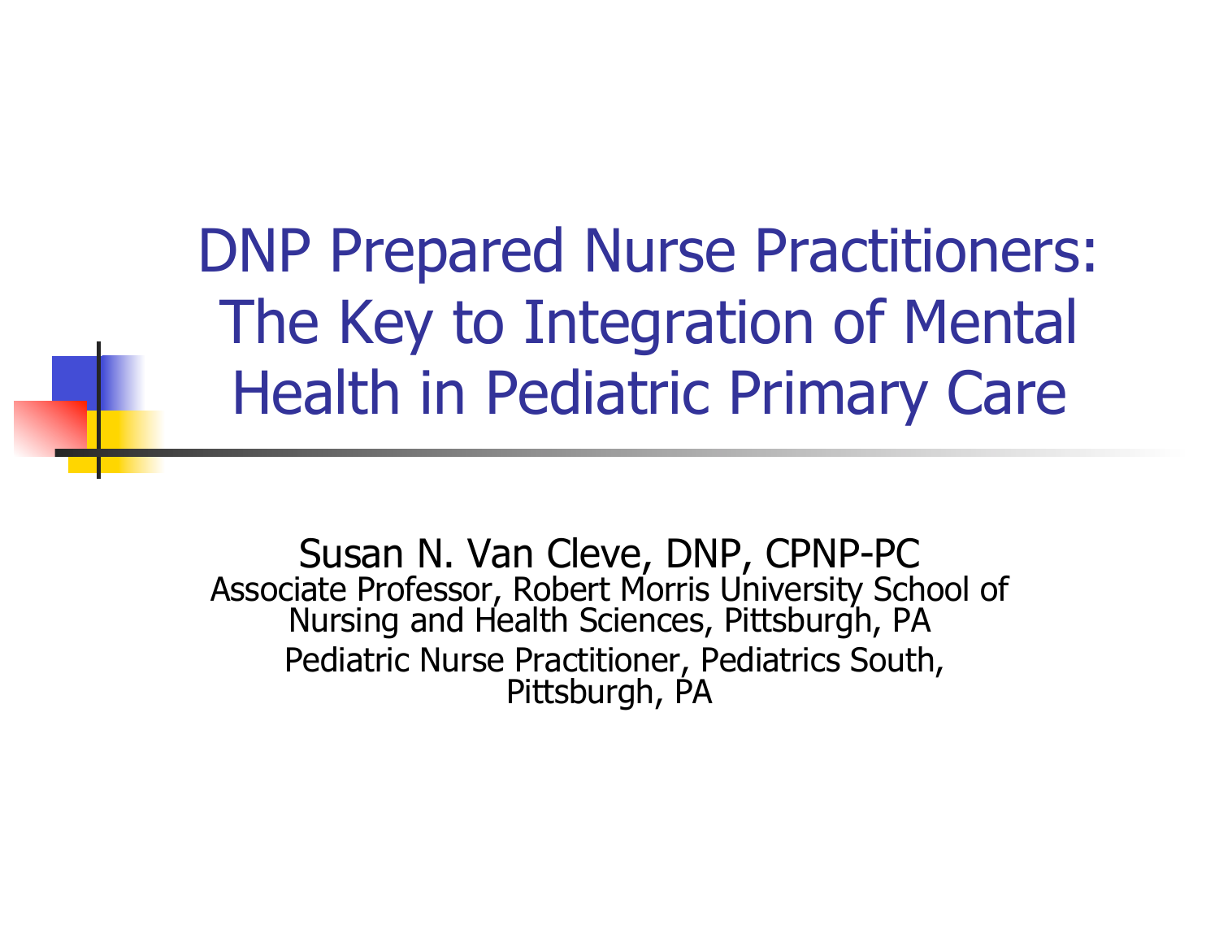# DNP Prepared Nurse Practitioners: The Key to Integration of Mental Health in Pediatric Primary Care

Susan N. Van Cleve, DNP, CPNP-PC

Associate Professor, Robert Morris University School of Nursing and Health Sciences, Pittsburgh, PA

Pediatric Nurse Practitioner, Pediatrics South, Pittsburgh, PA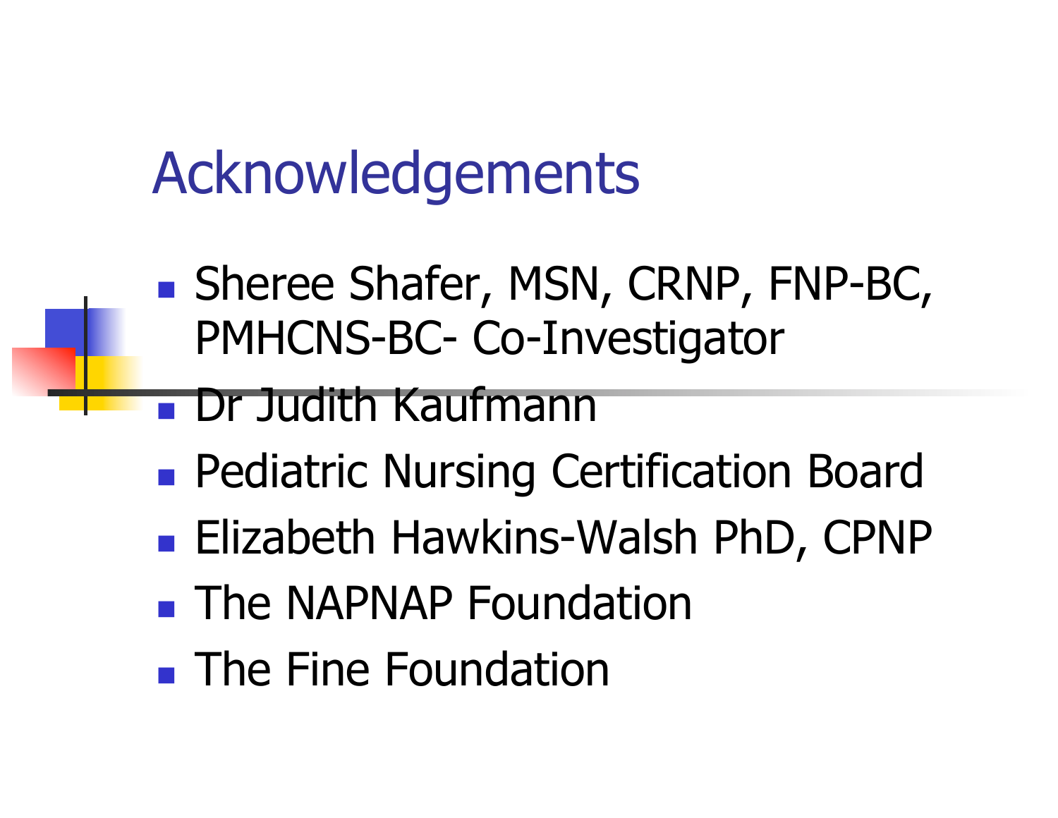# Acknowledgements

- Sheree Shafer, MSN, CRNP, FNP-BC, PMHCNS-BC- Co-Investigator
- Dr Judith Kaufmann
- Pediatric Nursing Certification Board
- Elizabeth Hawkins-Walsh PhD, CPNP
- The NAPNAP Foundation
- The Fine Foundation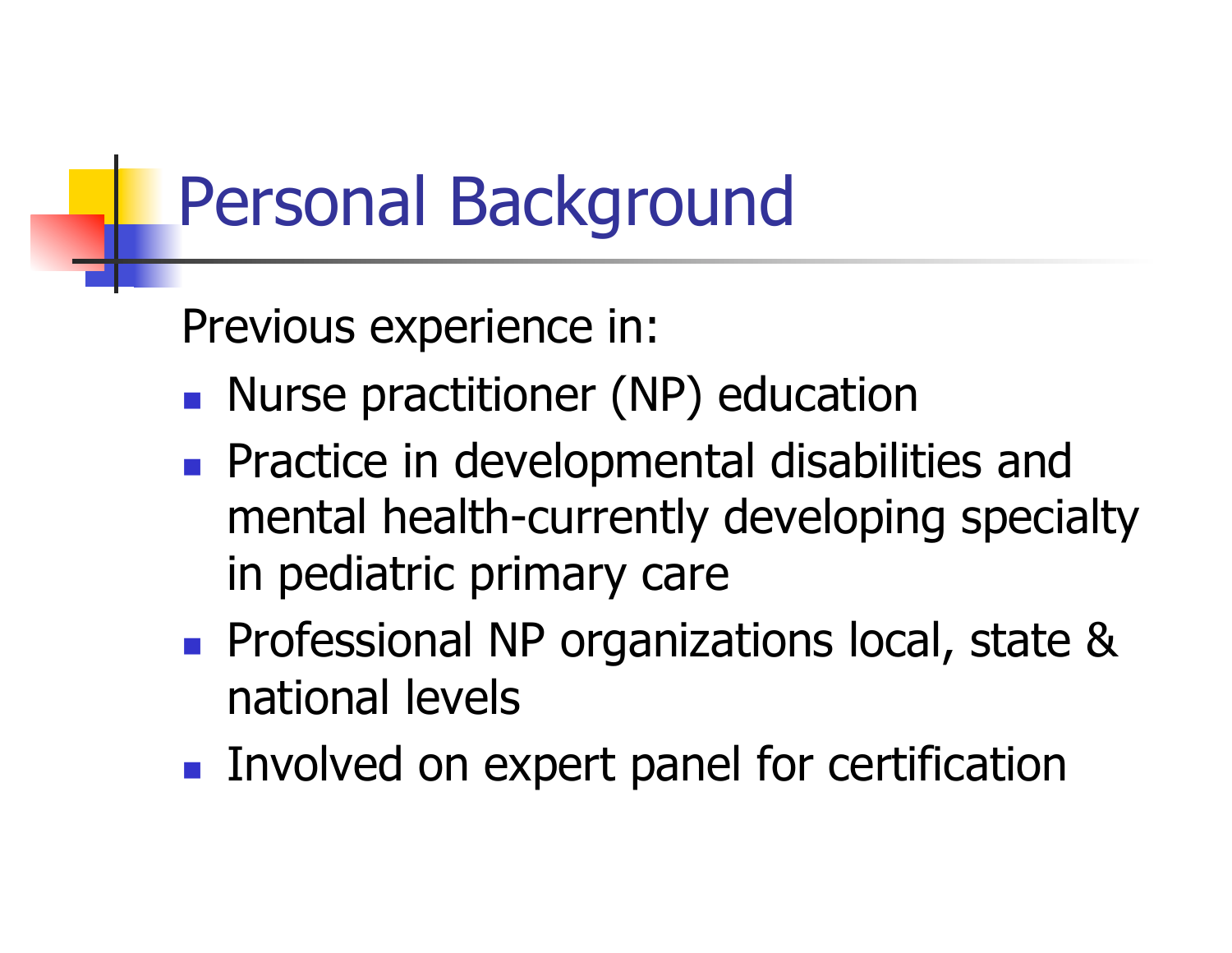# Personal Background

Previous experience in:

- Nurse practitioner (NP) education
- Practice in developmental disabilities and mental health-currently developing specialty in pediatric primary care
- Professional NP organizations local, state & national levels
- Involved on expert panel for certification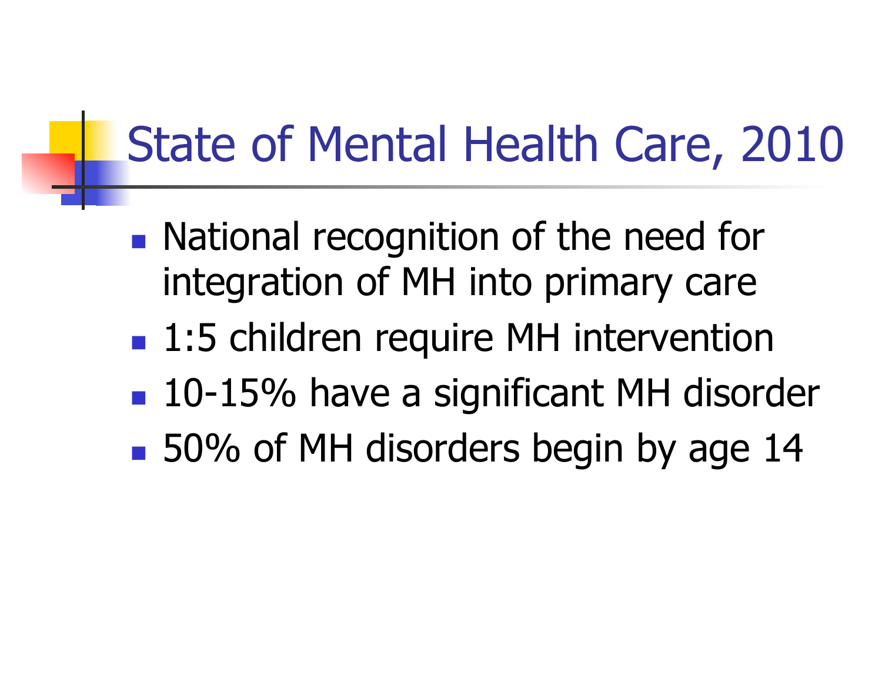# State of Mental Health Care, 2010

- National recognition of the need for integration of MH into primary care
- 1:5 children require MH intervention
- 10-15% have a significant MH disorder
- 50% of MH disorders begin by age 14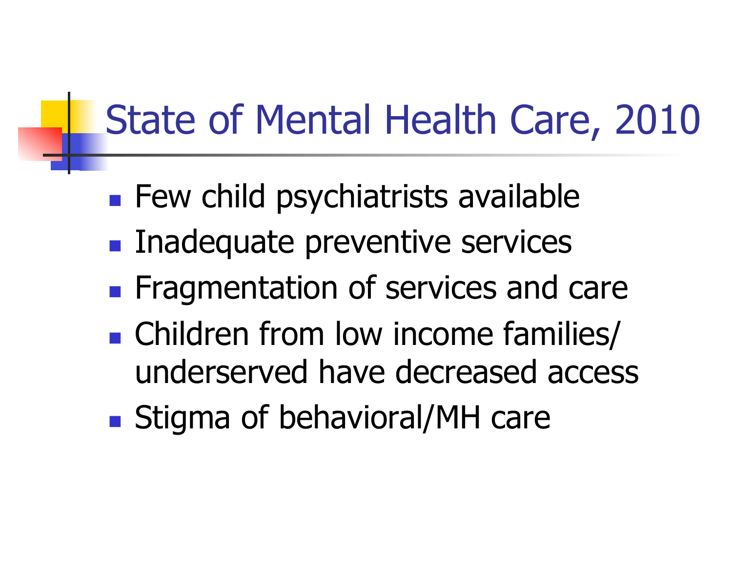# State of Mental Health Care, 2010

- Few child psychiatrists available
- Inadequate preventive services
- Fragmentation of services and care
- Children from low income families/ underserved have decreased access
- Stigma of behavioral/MH care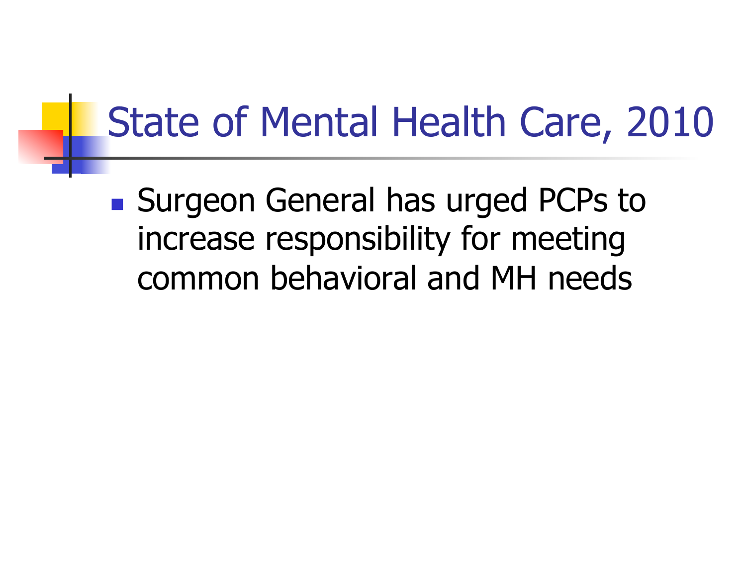# State of Mental Health Care, 2010

- Surgeon General has urged PCPs to increase responsibility for meeting common behavioral and MH needs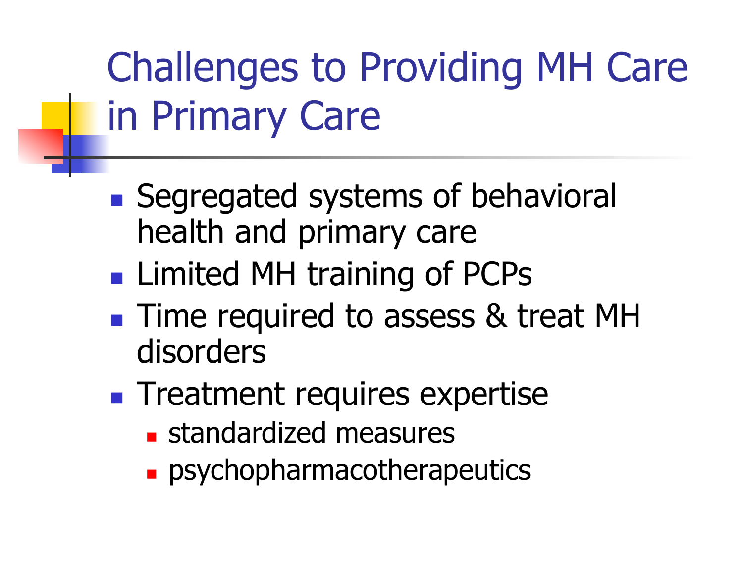# Challenges to Providing MH Care in Primary Care

- Segregated systems of behavioral health and primary care
- Limited MH training of PCPs
- Time required to assess & treat MH disorders
- Treatment requires expertise
  - standardized measures
  - psychopharmacotherapeutics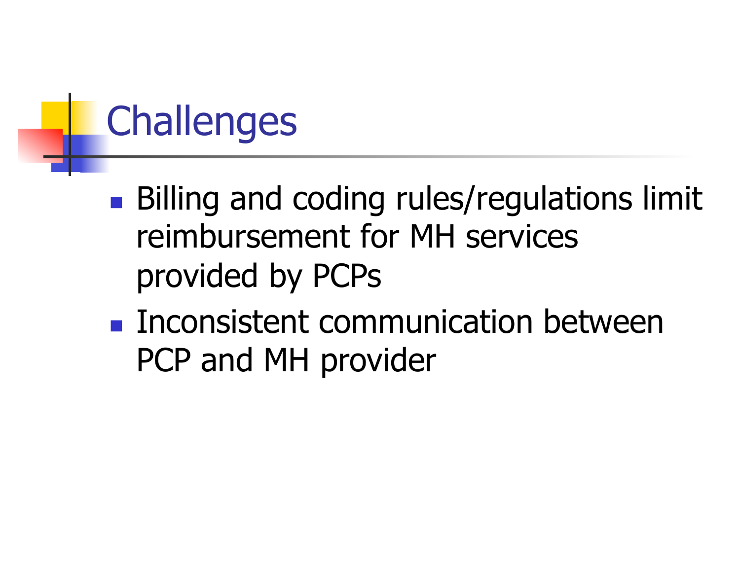# Challenges

- Billing and coding rules/regulations limit reimbursement for MH services provided by PCPs
- Inconsistent communication between PCP and MH provider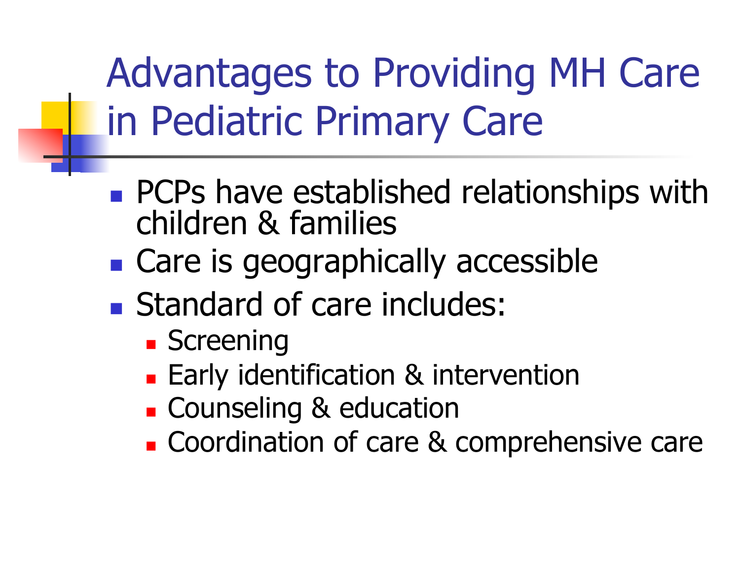# Advantages to Providing MH Care in Pediatric Primary Care

- PCPs have established relationships with children & families
- Care is geographically accessible
- Standard of care includes:
  - Screening
  - Early identification & intervention
  - Counseling & education
  - Coordination of care & comprehensive care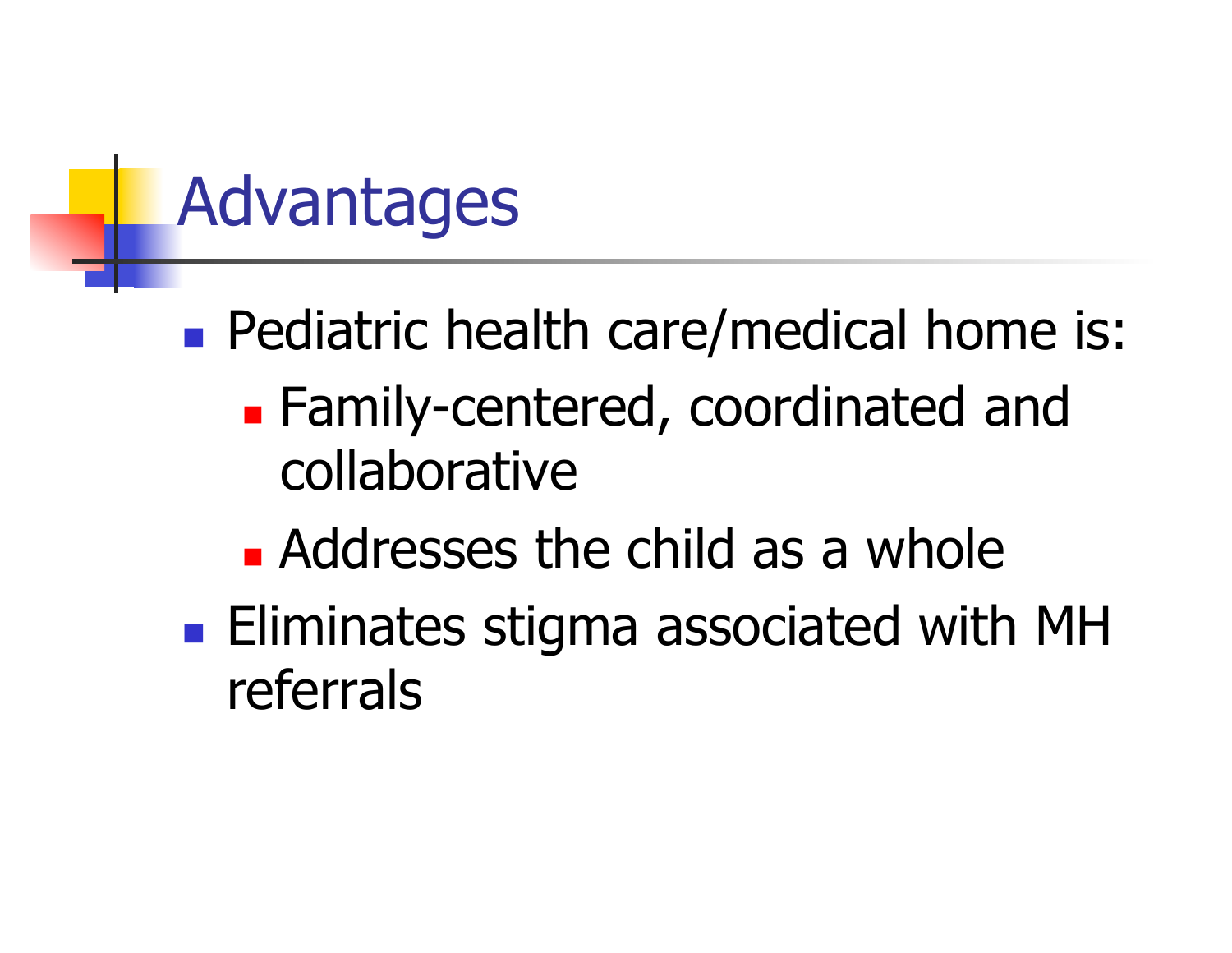# Advantages

- Pediatric health care/medical home is:
  - Family-centered, coordinated and collaborative
  - Addresses the child as a whole
- Eliminates stigma associated with MH referrals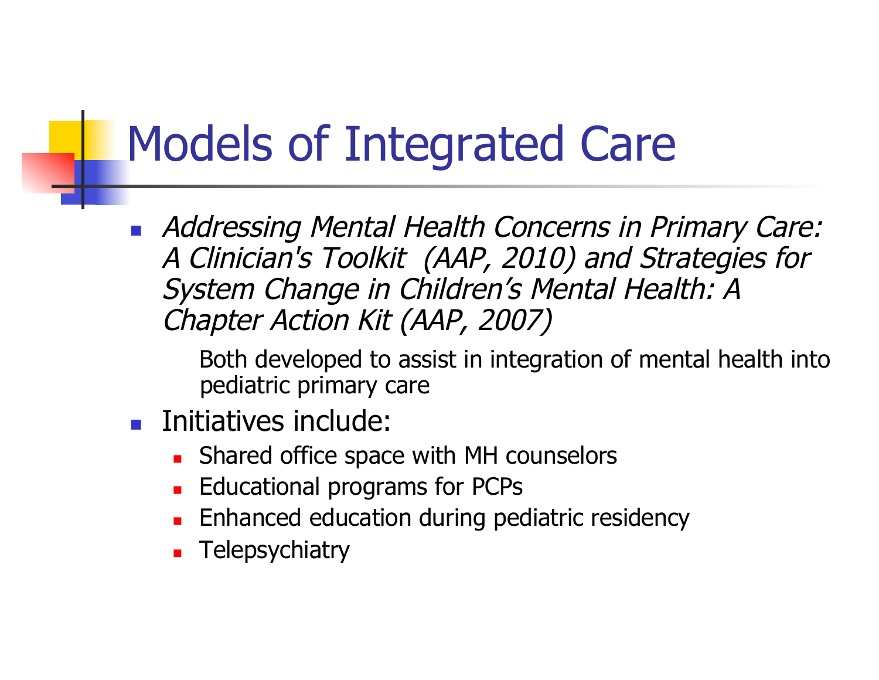# Models of Integrated Care

- *Addressing Mental Health Concerns in Primary Care: A Clinician's Toolkit (AAP, 2010) and Strategies for System Change in Children's Mental Health: A Chapter Action Kit (AAP, 2007)*

  Both developed to assist in integration of mental health into pediatric primary care

- Initiatives include:
  - Shared office space with MH counselors
  - Educational programs for PCPs
  - Enhanced education during pediatric residency
  - Telepsychiatry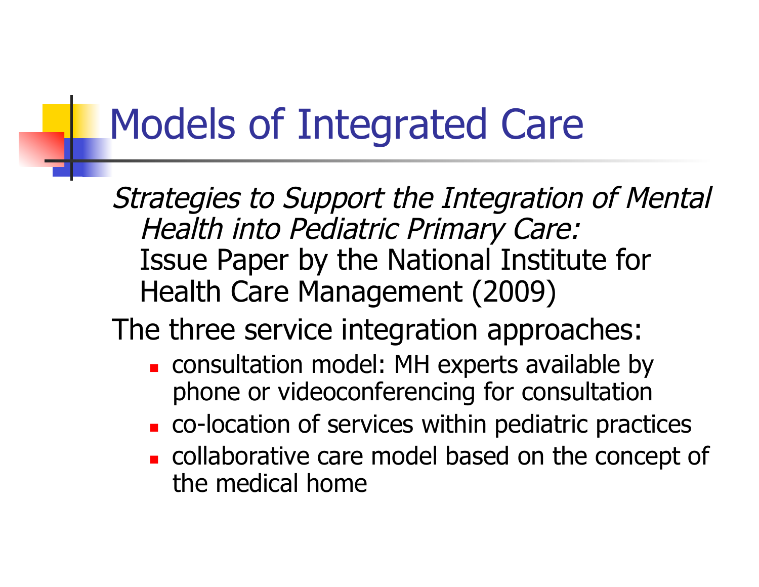# Models of Integrated Care

*Strategies to Support the Integration of Mental Health into Pediatric Primary Care:* Issue Paper by the National Institute for Health Care Management (2009)

The three service integration approaches:

- consultation model: MH experts available by phone or videoconferencing for consultation
- co-location of services within pediatric practices
- collaborative care model based on the concept of the medical home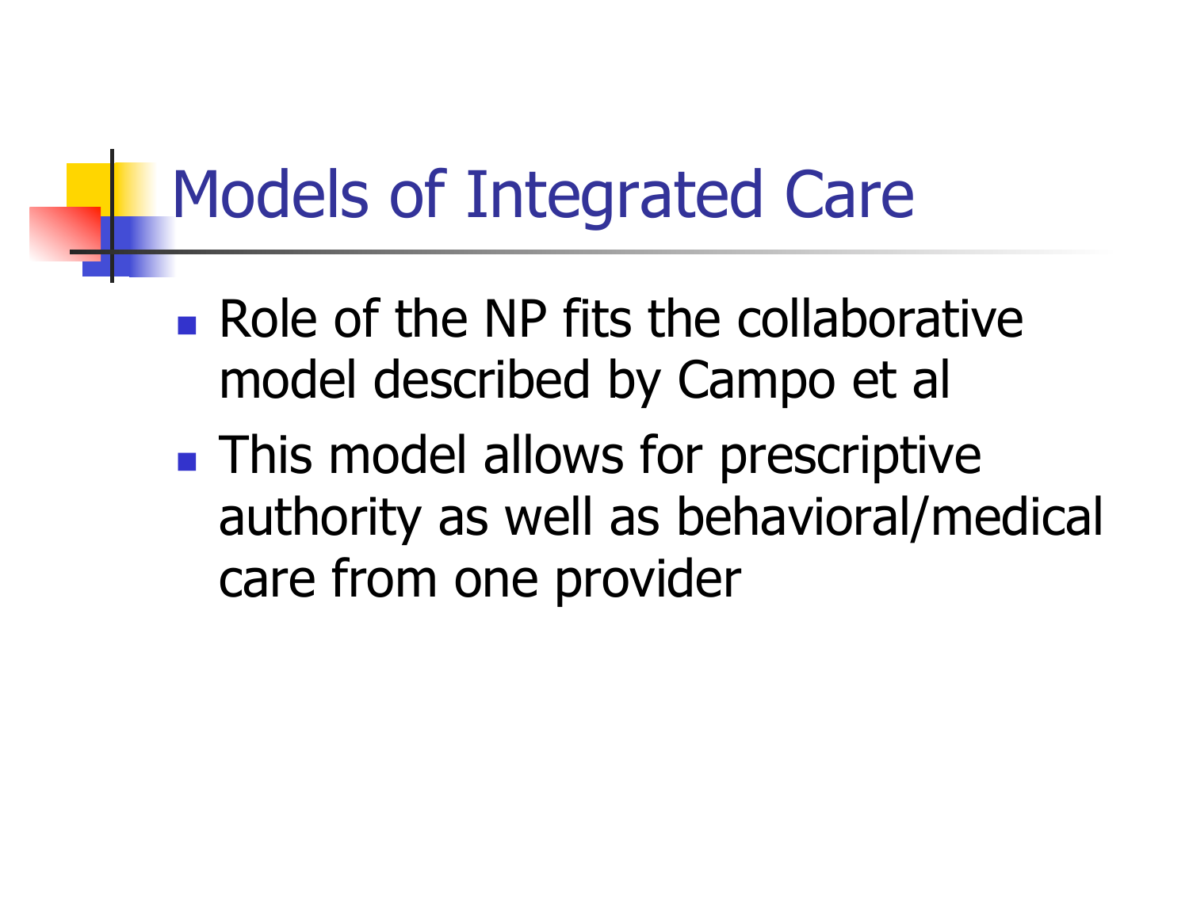# Models of Integrated Care

- Role of the NP fits the collaborative model described by Campo et al
- This model allows for prescriptive authority as well as behavioral/medical care from one provider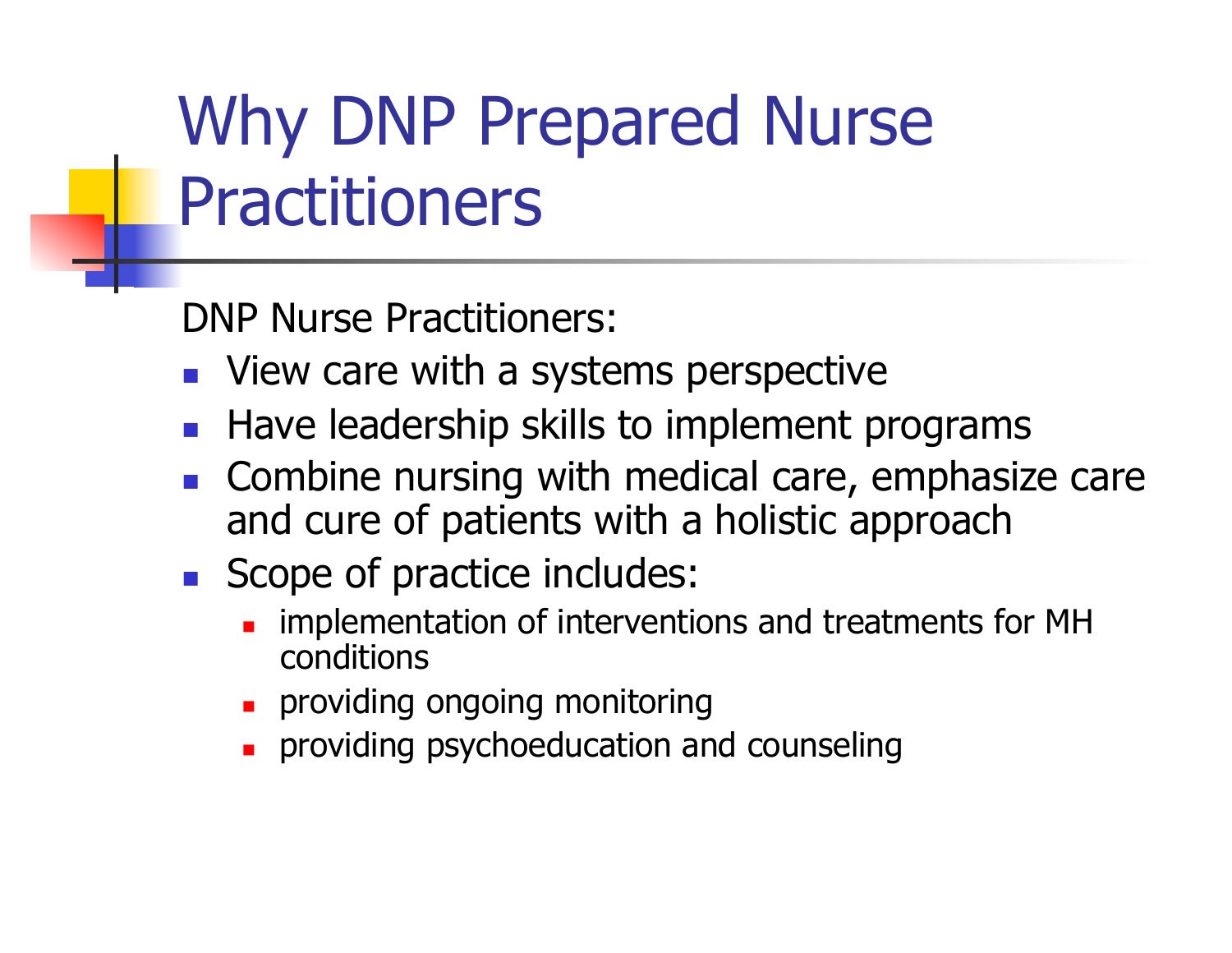# Why DNP Prepared Nurse Practitioners

DNP Nurse Practitioners:

- View care with a systems perspective
- Have leadership skills to implement programs
- Combine nursing with medical care, emphasize care and cure of patients with a holistic approach
- Scope of practice includes:
  - implementation of interventions and treatments for MH conditions
  - providing ongoing monitoring
  - providing psychoeducation and counseling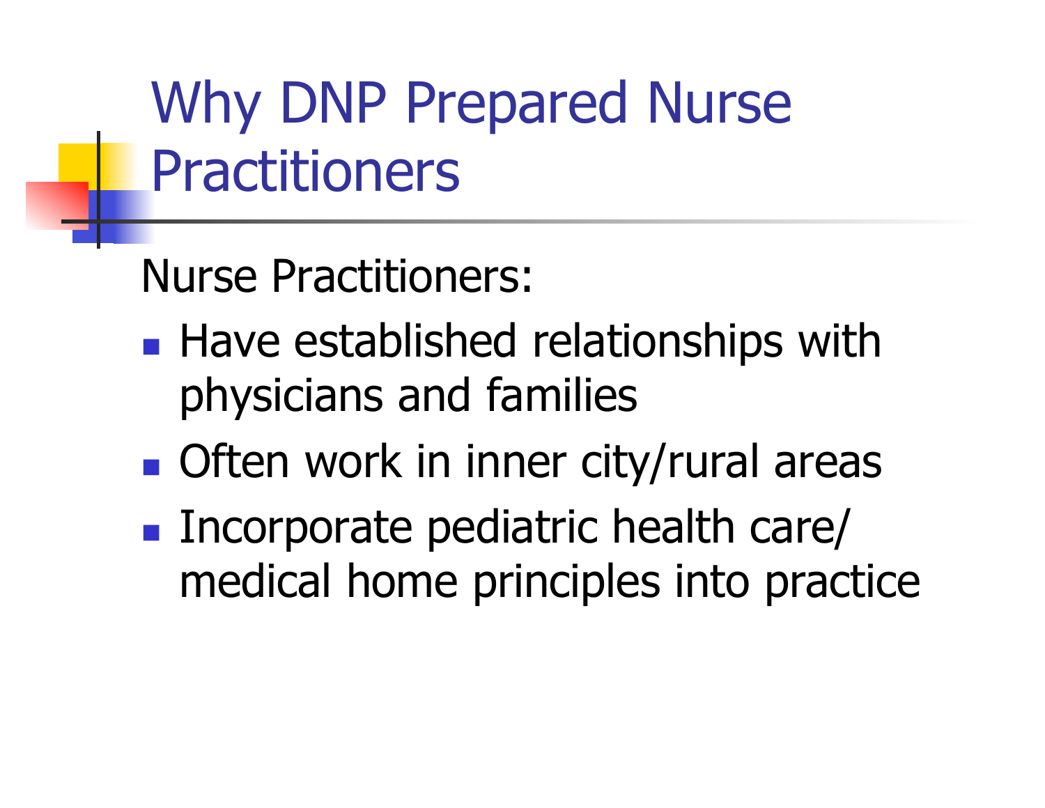# Why DNP Prepared Nurse Practitioners

Nurse Practitioners:

- Have established relationships with physicians and families
- Often work in inner city/rural areas
- Incorporate pediatric health care/ medical home principles into practice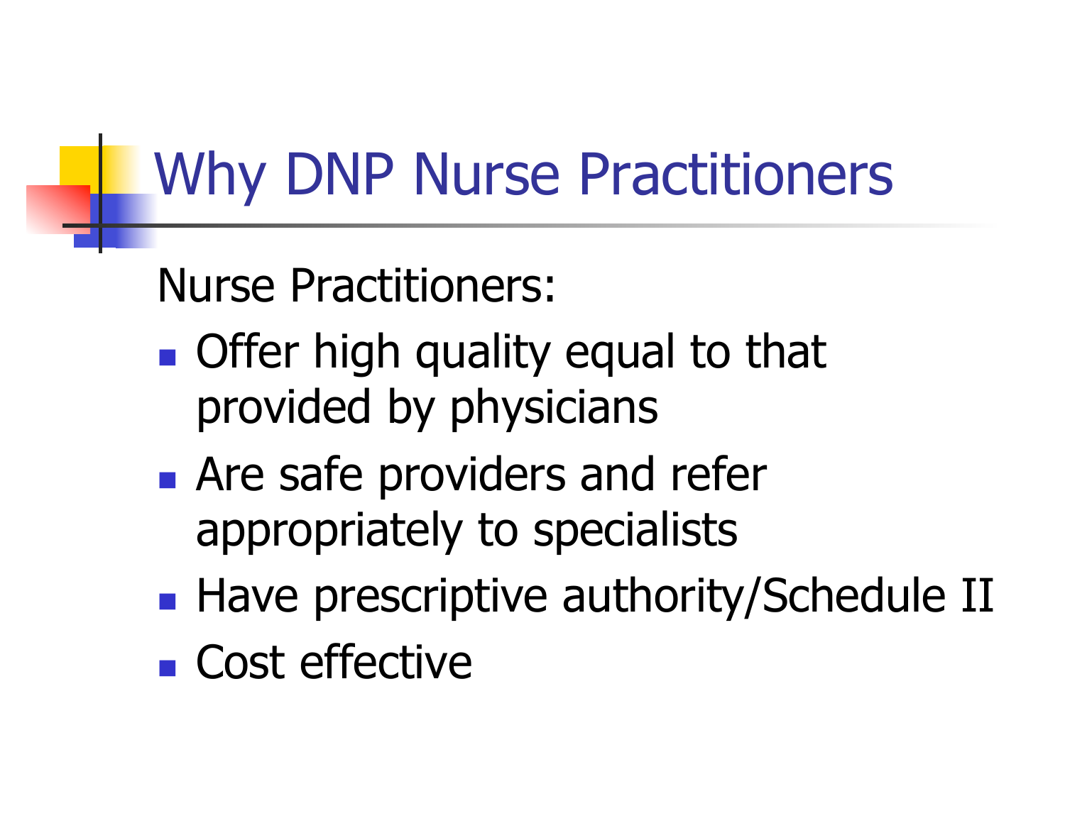# Why DNP Nurse Practitioners

Nurse Practitioners:

- Offer high quality equal to that provided by physicians
- Are safe providers and refer appropriately to specialists
- Have prescriptive authority/Schedule II
- Cost effective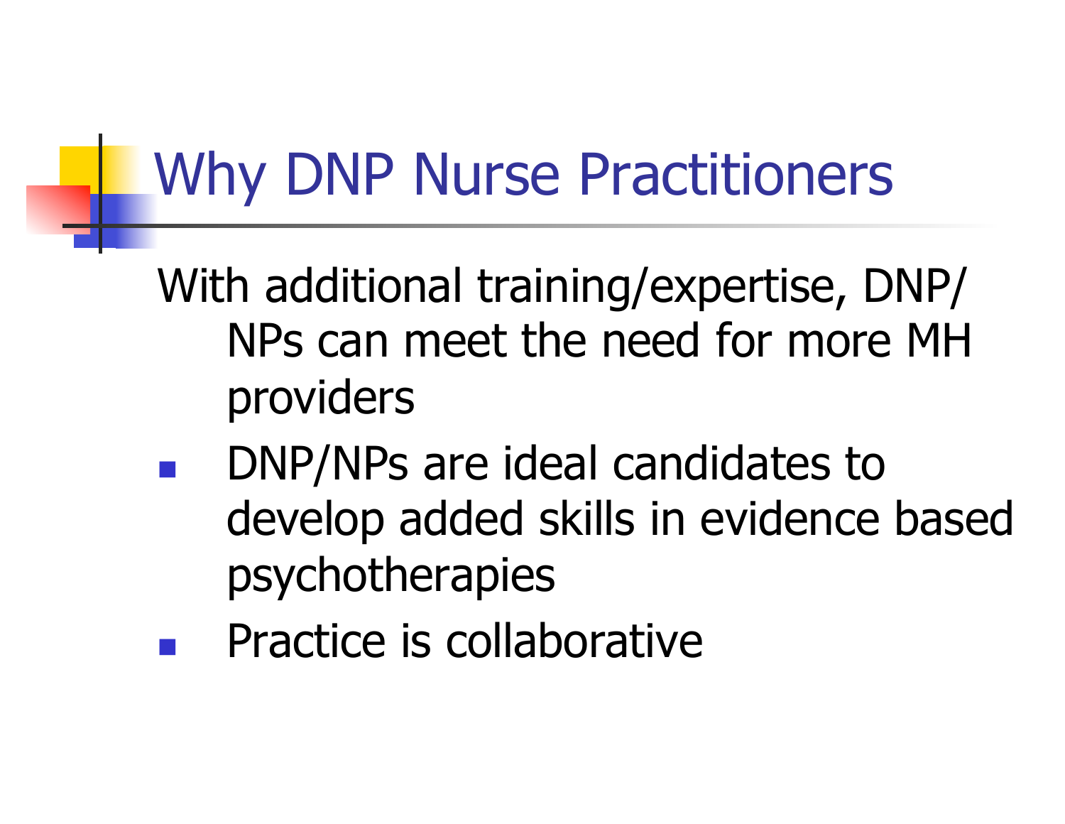# Why DNP Nurse Practitioners

With additional training/expertise, DNP/NPs can meet the need for more MH providers

- DNP/NPs are ideal candidates to develop added skills in evidence based psychotherapies
- Practice is collaborative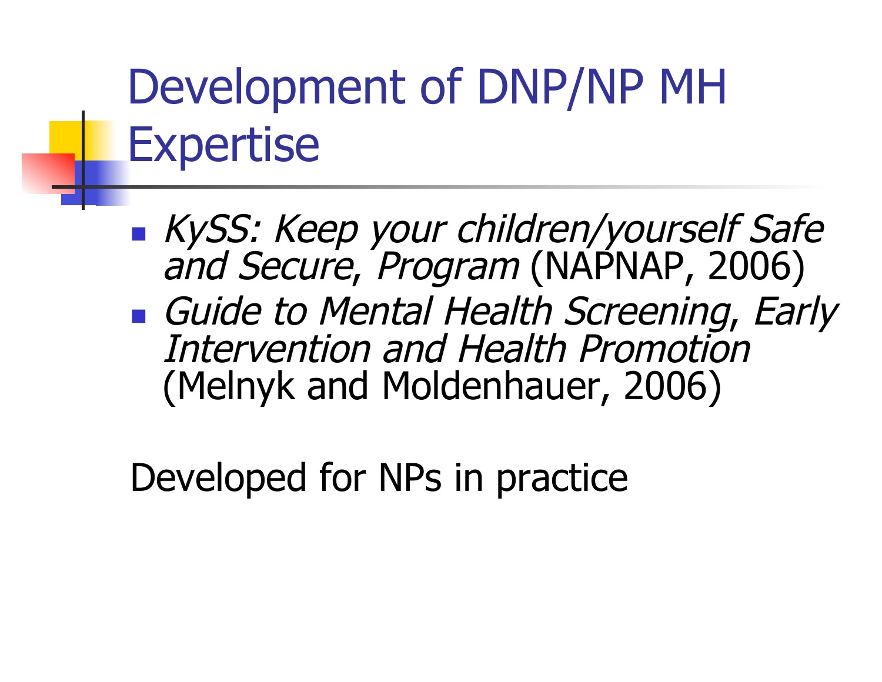# Development of DNP/NP MH Expertise

- *KySS: Keep your children/yourself Safe and Secure, Program* (NAPNAP, 2006)
- *Guide to Mental Health Screening, Early Intervention and Health Promotion* (Melnyk and Moldenhauer, 2006)

Developed for NPs in practice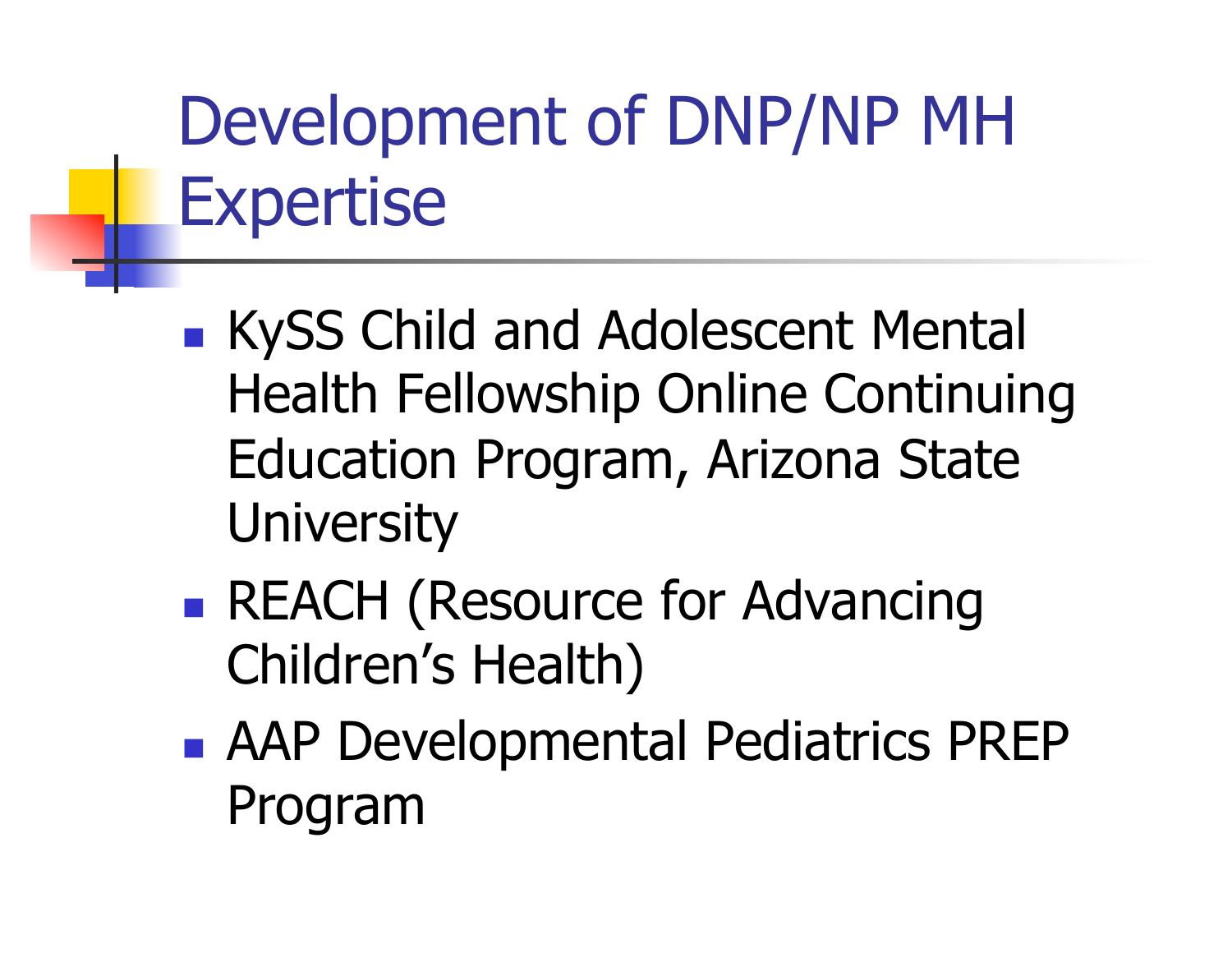# Development of DNP/NP MH Expertise

- KySS Child and Adolescent Mental Health Fellowship Online Continuing Education Program, Arizona State University
- REACH (Resource for Advancing Children's Health)
- AAP Developmental Pediatrics PREP Program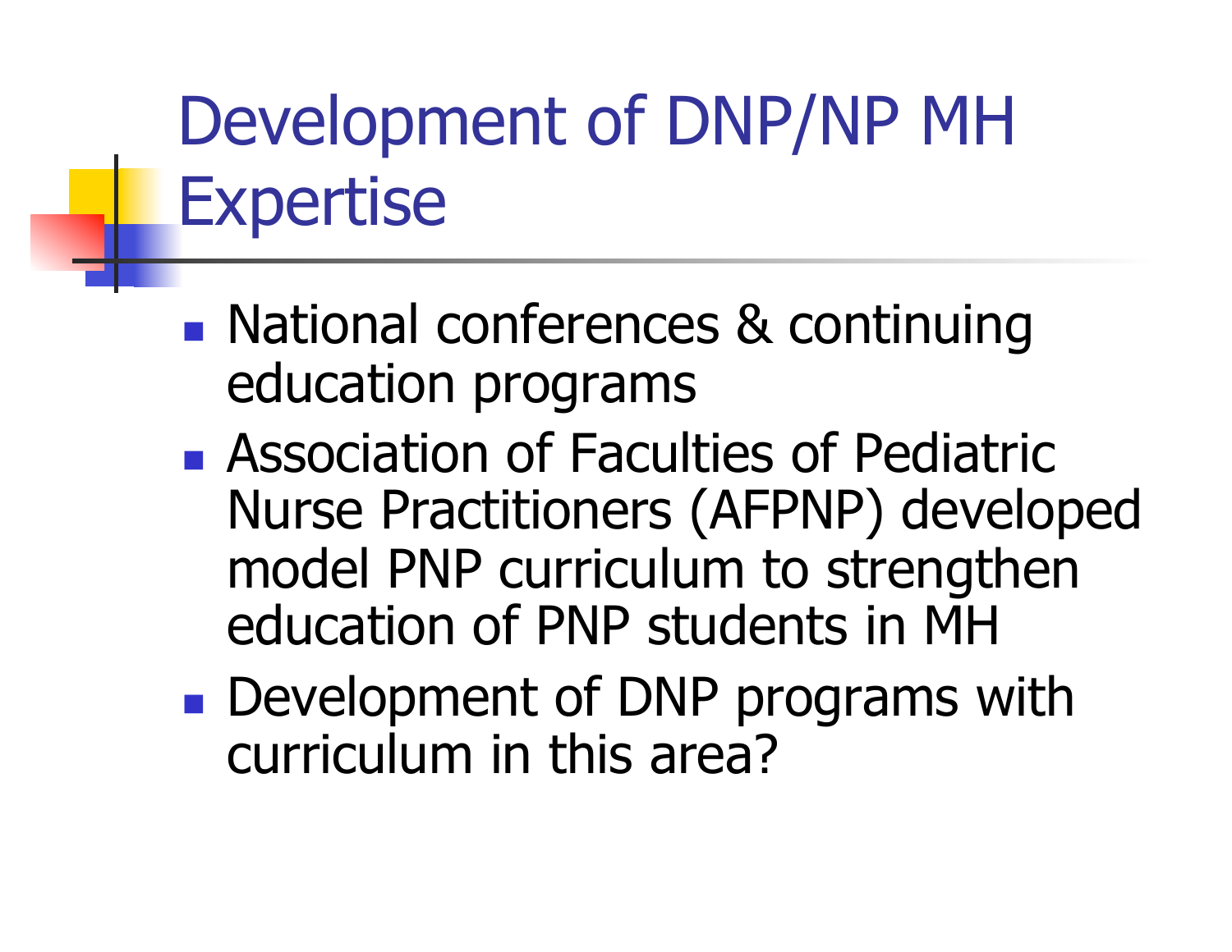# Development of DNP/NP MH Expertise

- National conferences & continuing education programs
- Association of Faculties of Pediatric Nurse Practitioners (AFPNP) developed model PNP curriculum to strengthen education of PNP students in MH
- Development of DNP programs with curriculum in this area?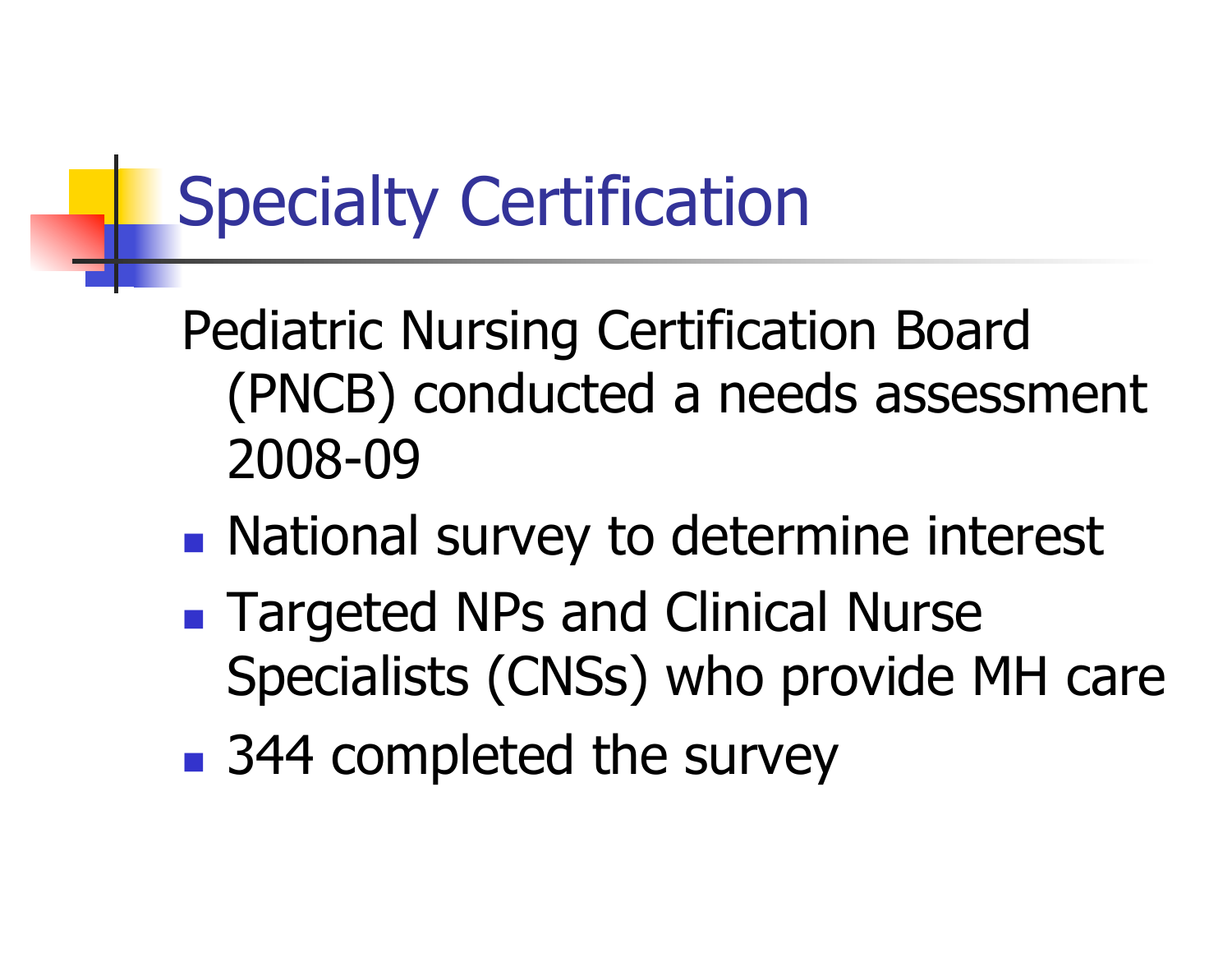# Specialty Certification

Pediatric Nursing Certification Board (PNCB) conducted a needs assessment 2008-09

- National survey to determine interest
- Targeted NPs and Clinical Nurse Specialists (CNSs) who provide MH care
- 344 completed the survey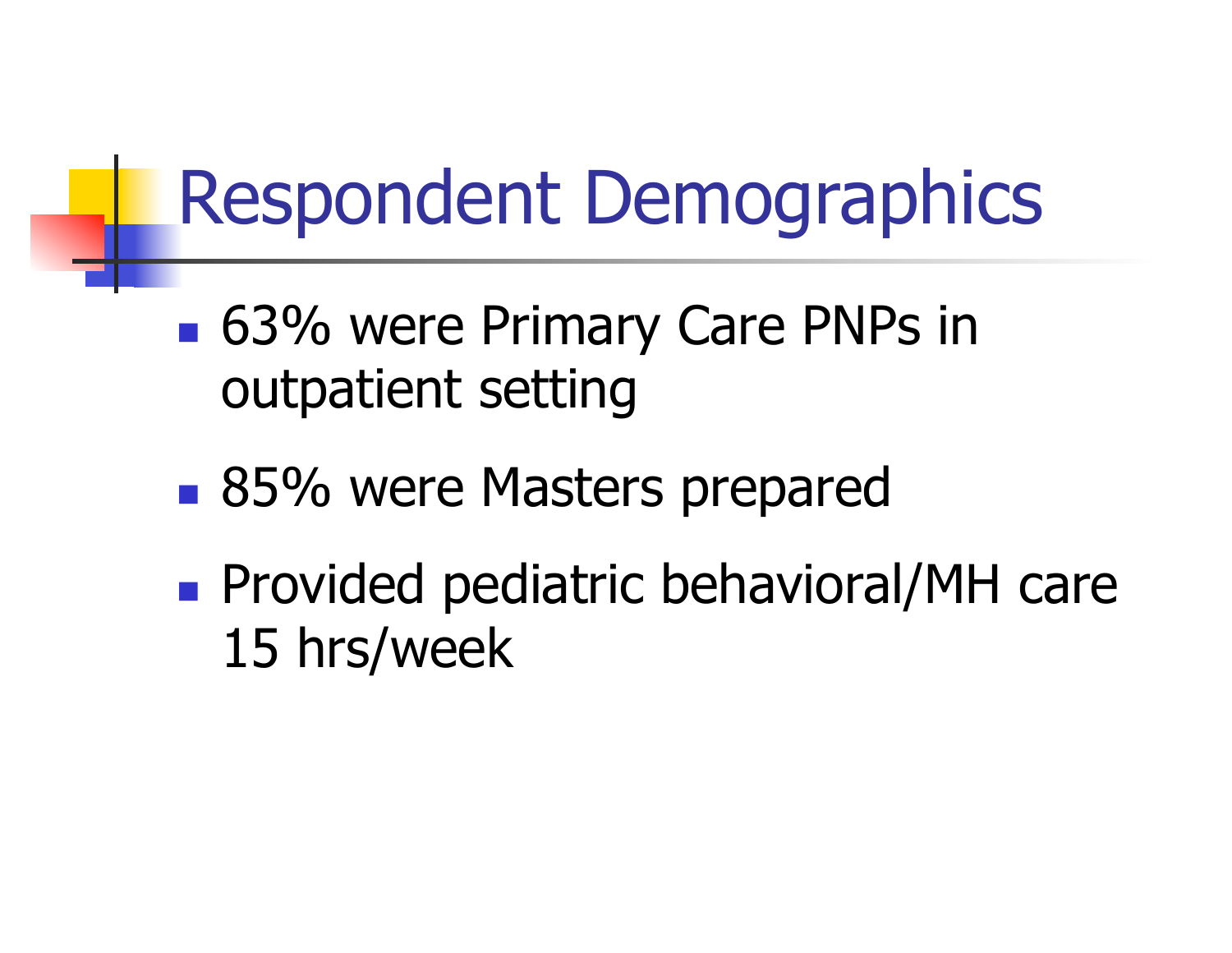# Respondent Demographics

- 63% were Primary Care PNPs in outpatient setting
- 85% were Masters prepared
- Provided pediatric behavioral/MH care 15 hrs/week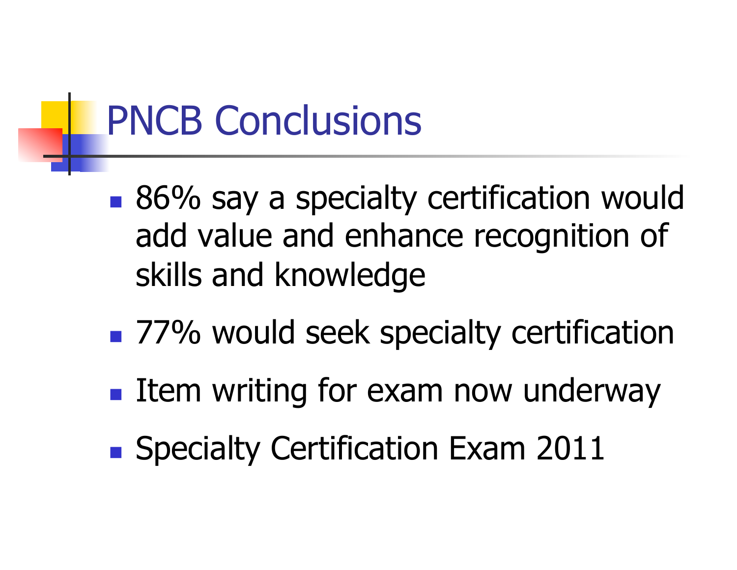# PNCB Conclusions

- 86% say a specialty certification would add value and enhance recognition of skills and knowledge
- 77% would seek specialty certification
- Item writing for exam now underway
- Specialty Certification Exam 2011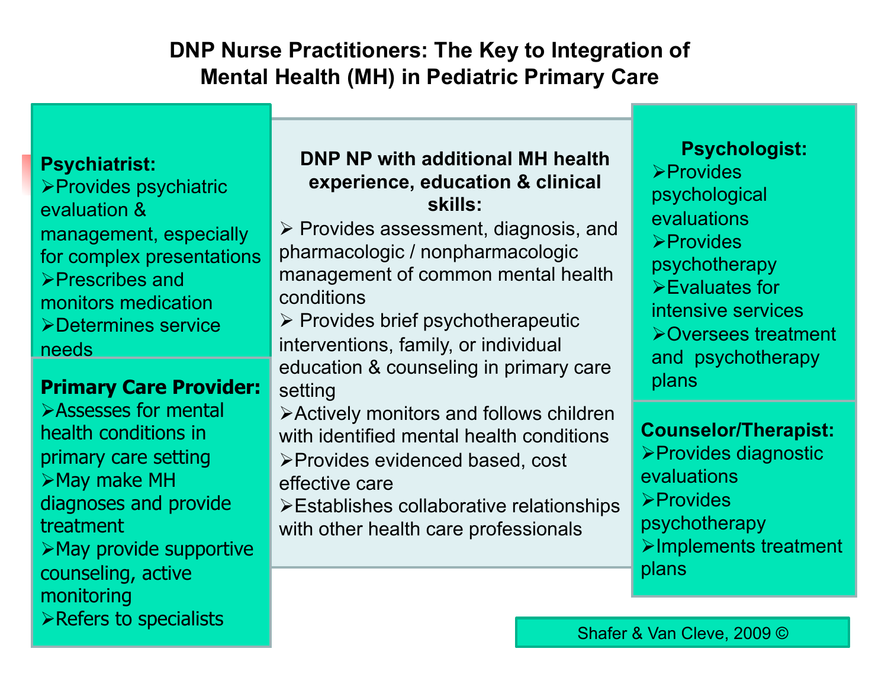# DNP Nurse Practitioners: The Key to Integration of Mental Health (MH) in Pediatric Primary Care

**Psychiatrist:**

- Provides psychiatric evaluation & management, especially for complex presentations
- Prescribes and monitors medication
- Determines service needs

**Primary Care Provider:**

- Assesses for mental health conditions in primary care setting
- May make MH diagnoses and provide treatment
- May provide supportive counseling, active monitoring
- Refers to specialists

**DNP NP with additional MH health experience, education & clinical skills:**

- Provides assessment, diagnosis, and pharmacologic / nonpharmacologic management of common mental health conditions
- Provides brief psychotherapeutic interventions, family, or individual education & counseling in primary care setting
- Actively monitors and follows children with identified mental health conditions
- Provides evidenced based, cost effective care
- Establishes collaborative relationships with other health care professionals

**Psychologist:**

- Provides psychological evaluations
- Provides psychotherapy
- Evaluates for intensive services
- Oversees treatment and psychotherapy plans

**Counselor/Therapist:**

- Provides diagnostic evaluations
- Provides psychotherapy
- Implements treatment plans

Shafer & Van Cleve, 2009 ©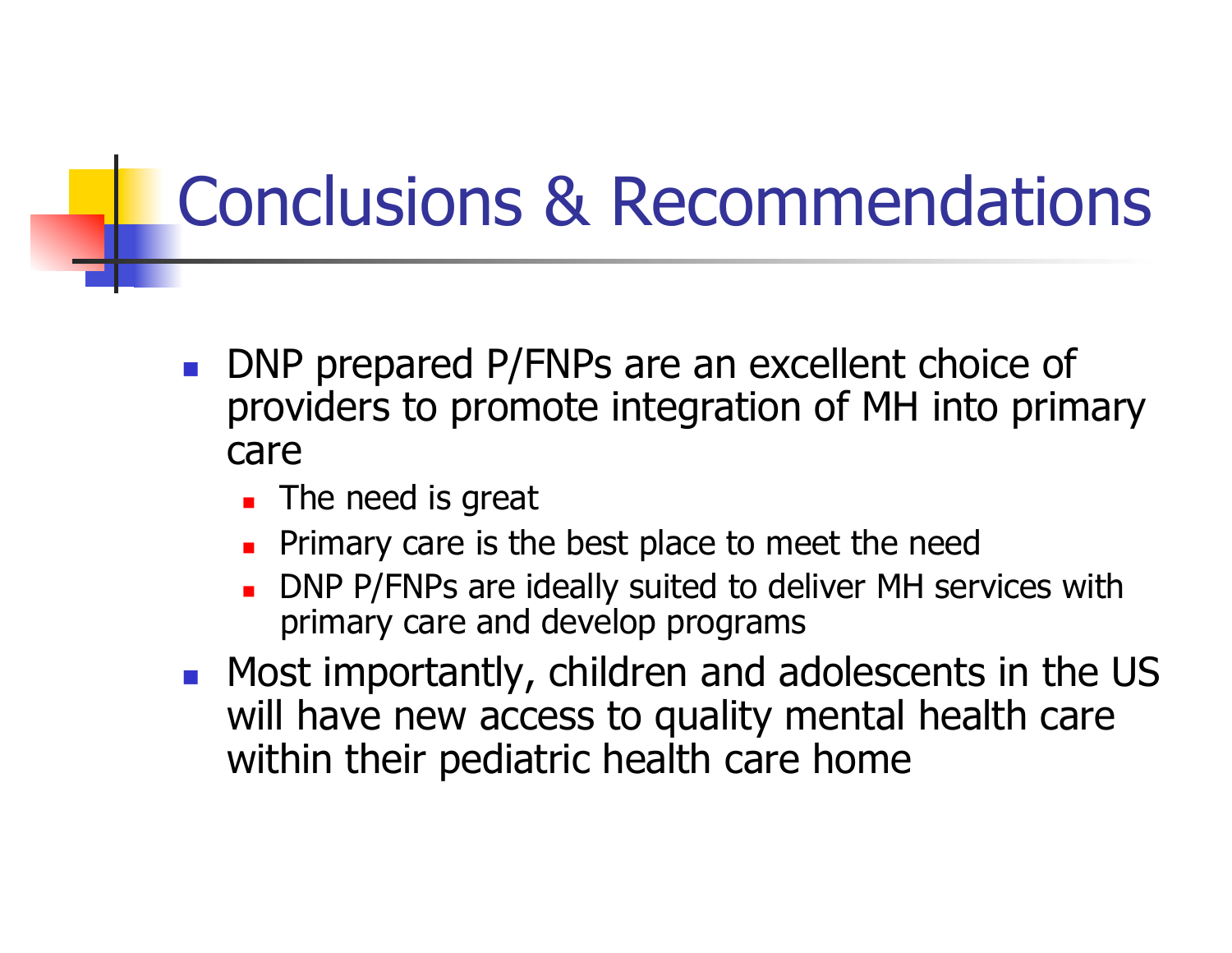# Conclusions & Recommendations

- DNP prepared P/FNPs are an excellent choice of providers to promote integration of MH into primary care
  - The need is great
  - Primary care is the best place to meet the need
  - DNP P/FNPs are ideally suited to deliver MH services with primary care and develop programs
- Most importantly, children and adolescents in the US will have new access to quality mental health care within their pediatric health care home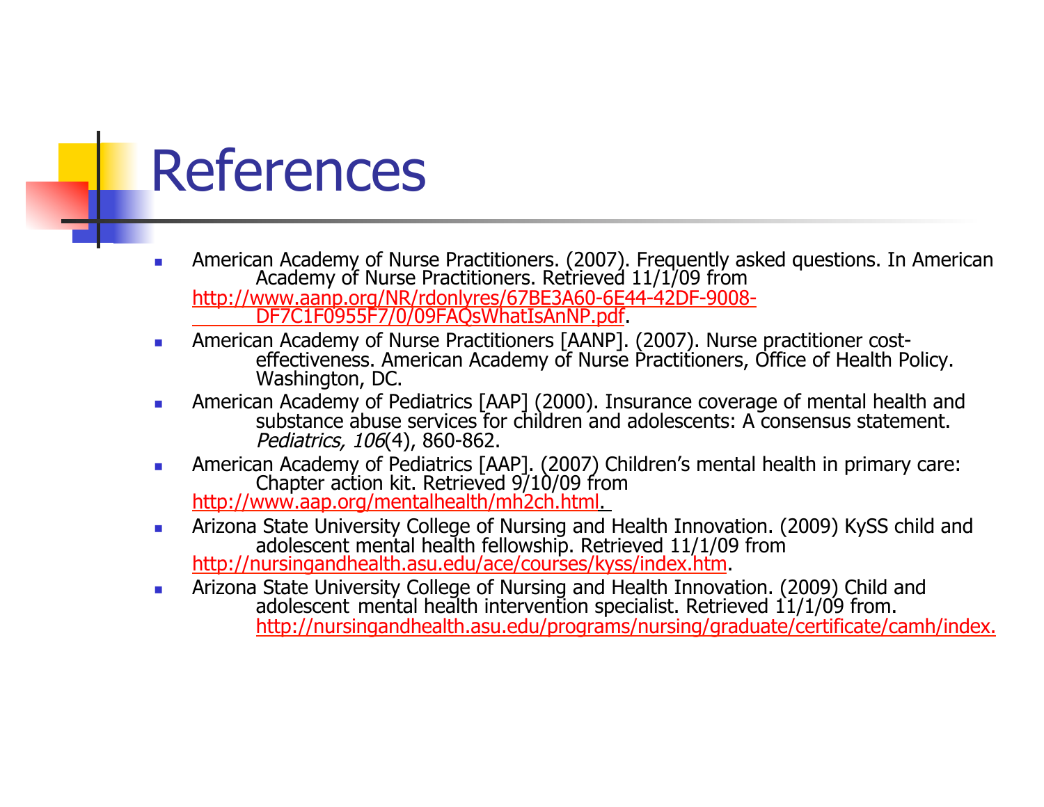# References

- American Academy of Nurse Practitioners. (2007). Frequently asked questions. In American Academy of Nurse Practitioners. Retrieved 11/1/09 from http://www.aanp.org/NR/rdonlyres/67BE3A60-6E44-42DF-9008-DF7C1F0955F7/0/09FAQsWhatIsAnNP.pdf.
- American Academy of Nurse Practitioners [AANP]. (2007). Nurse practitioner cost-effectiveness. American Academy of Nurse Practitioners, Office of Health Policy. Washington, DC.
- American Academy of Pediatrics [AAP] (2000). Insurance coverage of mental health and substance abuse services for children and adolescents: A consensus statement. *Pediatrics, 106*(4), 860-862.
- American Academy of Pediatrics [AAP]. (2007) Children's mental health in primary care: Chapter action kit. Retrieved 9/10/09 from http://www.aap.org/mentalhealth/mh2ch.html.
- Arizona State University College of Nursing and Health Innovation. (2009) KySS child and adolescent mental health fellowship. Retrieved 11/1/09 from http://nursingandhealth.asu.edu/ace/courses/kyss/index.htm.
- Arizona State University College of Nursing and Health Innovation. (2009) Child and adolescent mental health intervention specialist. Retrieved 11/1/09 from. http://nursingandhealth.asu.edu/programs/nursing/graduate/certificate/camh/index.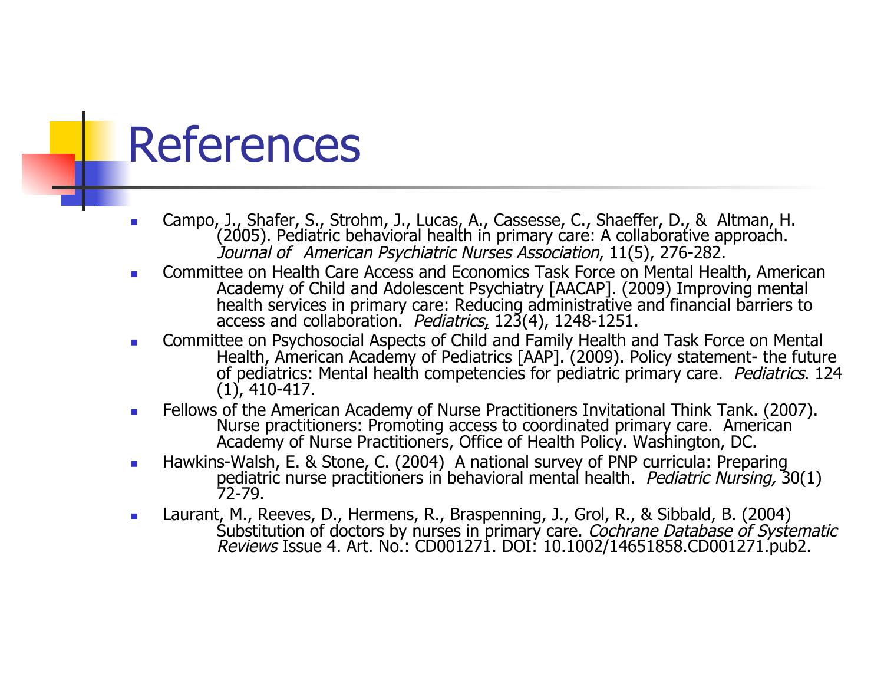# References

- Campo, J., Shafer, S., Strohm, J., Lucas, A., Cassesse, C., Shaeffer, D., & Altman, H. (2005). Pediatric behavioral health in primary care: A collaborative approach. *Journal of American Psychiatric Nurses Association*, 11(5), 276-282.
- Committee on Health Care Access and Economics Task Force on Mental Health, American Academy of Child and Adolescent Psychiatry [AACAP]. (2009) Improving mental health services in primary care: Reducing administrative and financial barriers to access and collaboration. *Pediatrics*, 123(4), 1248-1251.
- Committee on Psychosocial Aspects of Child and Family Health and Task Force on Mental Health, American Academy of Pediatrics [AAP]. (2009). Policy statement- the future of pediatrics: Mental health competencies for pediatric primary care. *Pediatrics*. 124 (1), 410-417.
- Fellows of the American Academy of Nurse Practitioners Invitational Think Tank. (2007). Nurse practitioners: Promoting access to coordinated primary care. American Academy of Nurse Practitioners, Office of Health Policy. Washington, DC.
- Hawkins-Walsh, E. & Stone, C. (2004) A national survey of PNP curricula: Preparing pediatric nurse practitioners in behavioral mental health. *Pediatric Nursing,* 30(1) 72-79.
- Laurant, M., Reeves, D., Hermens, R., Braspenning, J., Grol, R., & Sibbald, B. (2004) Substitution of doctors by nurses in primary care. *Cochrane Database of Systematic Reviews* Issue 4. Art. No.: CD001271. DOI: 10.1002/14651858.CD001271.pub2.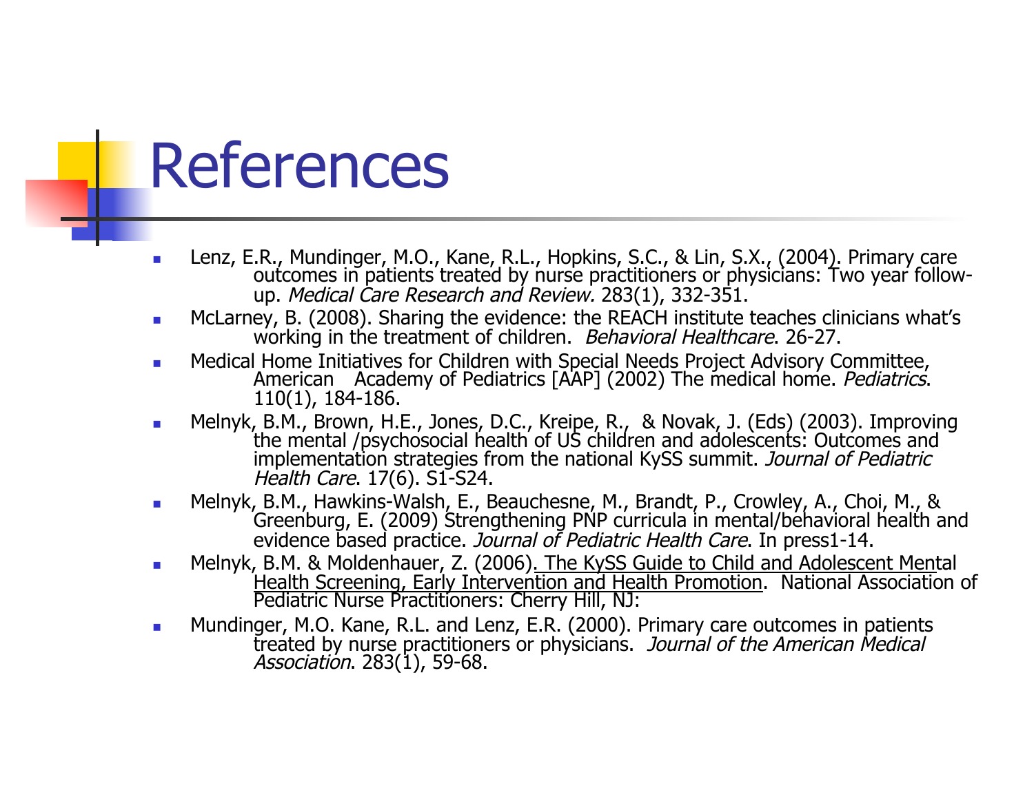# References

- Lenz, E.R., Mundinger, M.O., Kane, R.L., Hopkins, S.C., & Lin, S.X., (2004). Primary care outcomes in patients treated by nurse practitioners or physicians: Two year follow-up. *Medical Care Research and Review.* 283(1), 332-351.
- McLarney, B. (2008). Sharing the evidence: the REACH institute teaches clinicians what's working in the treatment of children. *Behavioral Healthcare*. 26-27.
- Medical Home Initiatives for Children with Special Needs Project Advisory Committee, American Academy of Pediatrics [AAP] (2002) The medical home. *Pediatrics*. 110(1), 184-186.
- Melnyk, B.M., Brown, H.E., Jones, D.C., Kreipe, R., & Novak, J. (Eds) (2003). Improving the mental /psychosocial health of US children and adolescents: Outcomes and implementation strategies from the national KySS summit. *Journal of Pediatric Health Care*. 17(6). S1-S24.
- Melnyk, B.M., Hawkins-Walsh, E., Beauchesne, M., Brandt, P., Crowley, A., Choi, M., & Greenburg, E. (2009) Strengthening PNP curricula in mental/behavioral health and evidence based practice. *Journal of Pediatric Health Care*. In press1-14.
- Melnyk, B.M. & Moldenhauer, Z. (2006). The KySS Guide to Child and Adolescent Mental Health Screening, Early Intervention and Health Promotion. National Association of Pediatric Nurse Practitioners: Cherry Hill, NJ:
- Mundinger, M.O. Kane, R.L. and Lenz, E.R. (2000). Primary care outcomes in patients treated by nurse practitioners or physicians. *Journal of the American Medical Association*. 283(1), 59-68.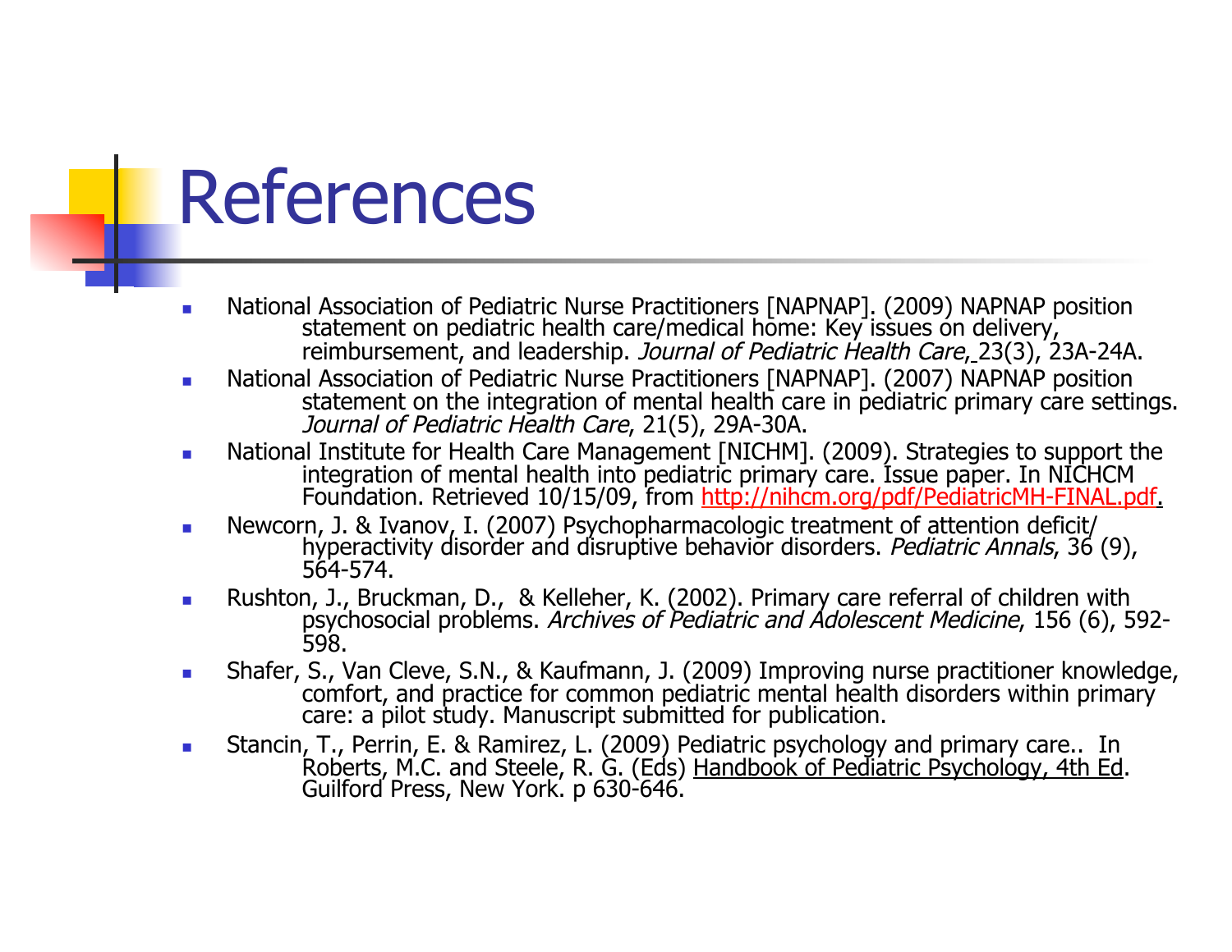# References

- National Association of Pediatric Nurse Practitioners [NAPNAP]. (2009) NAPNAP position statement on pediatric health care/medical home: Key issues on delivery, reimbursement, and leadership. *Journal of Pediatric Health Care*, 23(3), 23A-24A.
- National Association of Pediatric Nurse Practitioners [NAPNAP]. (2007) NAPNAP position statement on the integration of mental health care in pediatric primary care settings. *Journal of Pediatric Health Care*, 21(5), 29A-30A.
- National Institute for Health Care Management [NICHM]. (2009). Strategies to support the integration of mental health into pediatric primary care. Issue paper. In NICHCM Foundation. Retrieved 10/15/09, from http://nihcm.org/pdf/PediatricMH-FINAL.pdf.
- Newcorn, J. & Ivanov, I. (2007) Psychopharmacologic treatment of attention deficit/ hyperactivity disorder and disruptive behavior disorders. *Pediatric Annals*, 36 (9), 564-574.
- Rushton, J., Bruckman, D., & Kelleher, K. (2002). Primary care referral of children with psychosocial problems. *Archives of Pediatric and Adolescent Medicine*, 156 (6), 592-598.
- Shafer, S., Van Cleve, S.N., & Kaufmann, J. (2009) Improving nurse practitioner knowledge, comfort, and practice for common pediatric mental health disorders within primary care: a pilot study. Manuscript submitted for publication.
- Stancin, T., Perrin, E. & Ramirez, L. (2009) Pediatric psychology and primary care.. In Roberts, M.C. and Steele, R. G. (Eds) Handbook of Pediatric Psychology, 4th Ed. Guilford Press, New York. p 630-646.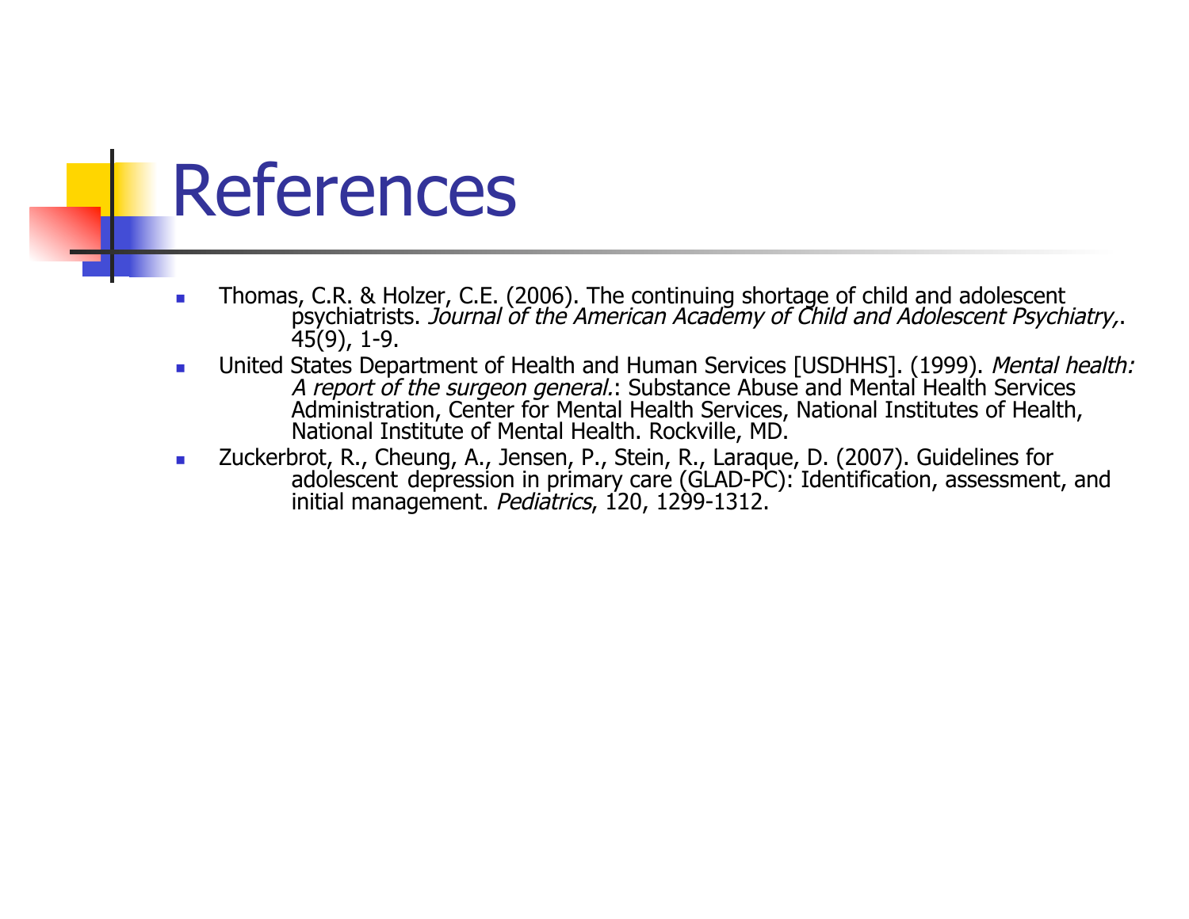# References

- Thomas, C.R. & Holzer, C.E. (2006). The continuing shortage of child and adolescent psychiatrists. *Journal of the American Academy of Child and Adolescent Psychiatry,*. 45(9), 1-9.
- United States Department of Health and Human Services [USDHHS]. (1999). *Mental health: A report of the surgeon general.*: Substance Abuse and Mental Health Services Administration, Center for Mental Health Services, National Institutes of Health, National Institute of Mental Health. Rockville, MD.
- Zuckerbrot, R., Cheung, A., Jensen, P., Stein, R., Laraque, D. (2007). Guidelines for adolescent depression in primary care (GLAD-PC): Identification, assessment, and initial management. *Pediatrics*, 120, 1299-1312.